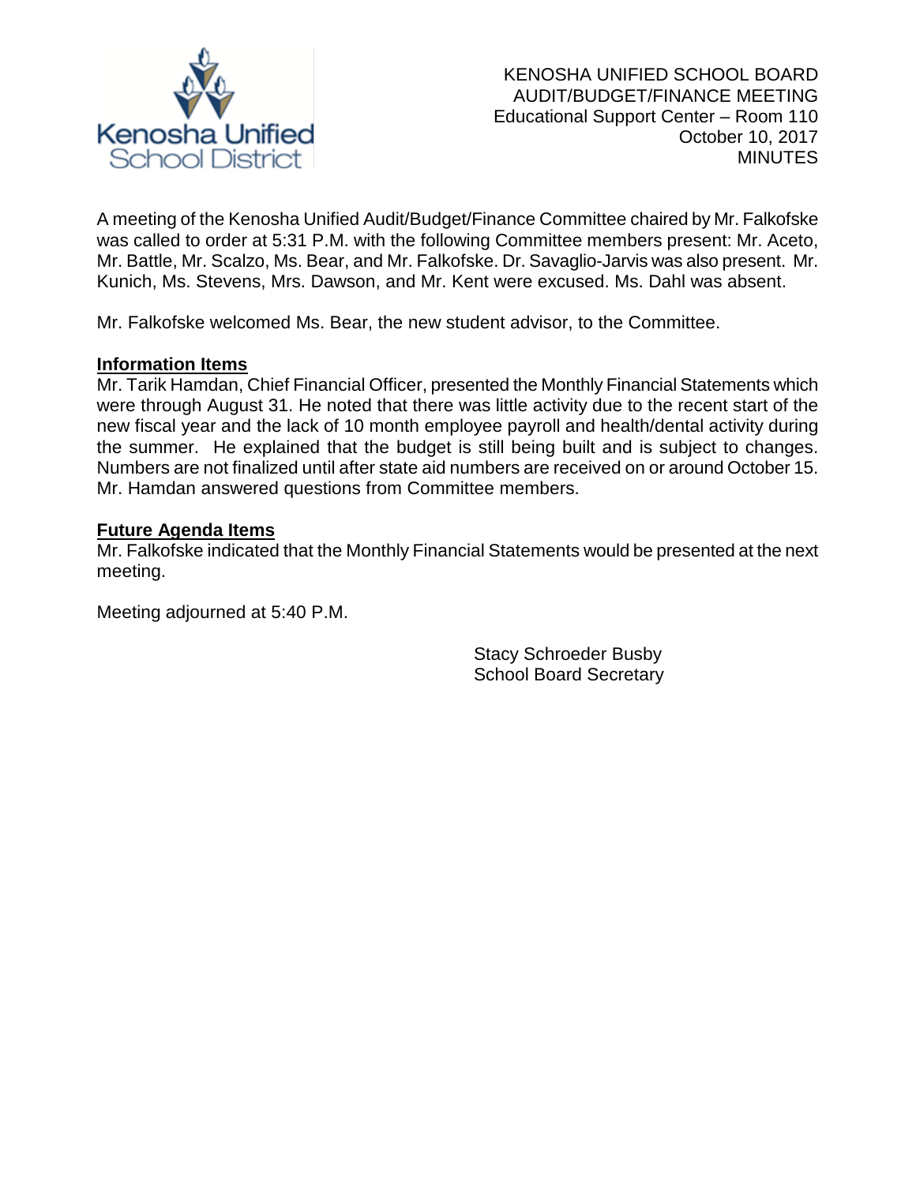Kenosha Unified School District

KENOSHA UNIFIED SCHOOL BOARD
AUDIT/BUDGET/FINANCE MEETING
Educational Support Center – Room 110
October 10, 2017
MINUTES

A meeting of the Kenosha Unified Audit/Budget/Finance Committee chaired by Mr. Falkofske was called to order at 5:31 P.M. with the following Committee members present: Mr. Aceto, Mr. Battle, Mr. Scalzo, Ms. Bear, and Mr. Falkofske. Dr. Savaglio-Jarvis was also present. Mr. Kunich, Ms. Stevens, Mrs. Dawson, and Mr. Kent were excused. Ms. Dahl was absent.

Mr. Falkofske welcomed Ms. Bear, the new student advisor, to the Committee.

**Information Items**

Mr. Tarik Hamdan, Chief Financial Officer, presented the Monthly Financial Statements which were through August 31. He noted that there was little activity due to the recent start of the new fiscal year and the lack of 10 month employee payroll and health/dental activity during the summer. He explained that the budget is still being built and is subject to changes. Numbers are not finalized until after state aid numbers are received on or around October 15. Mr. Hamdan answered questions from Committee members.

**Future Agenda Items**

Mr. Falkofske indicated that the Monthly Financial Statements would be presented at the next meeting.

Meeting adjourned at 5:40 P.M.

Stacy Schroeder Busby
School Board Secretary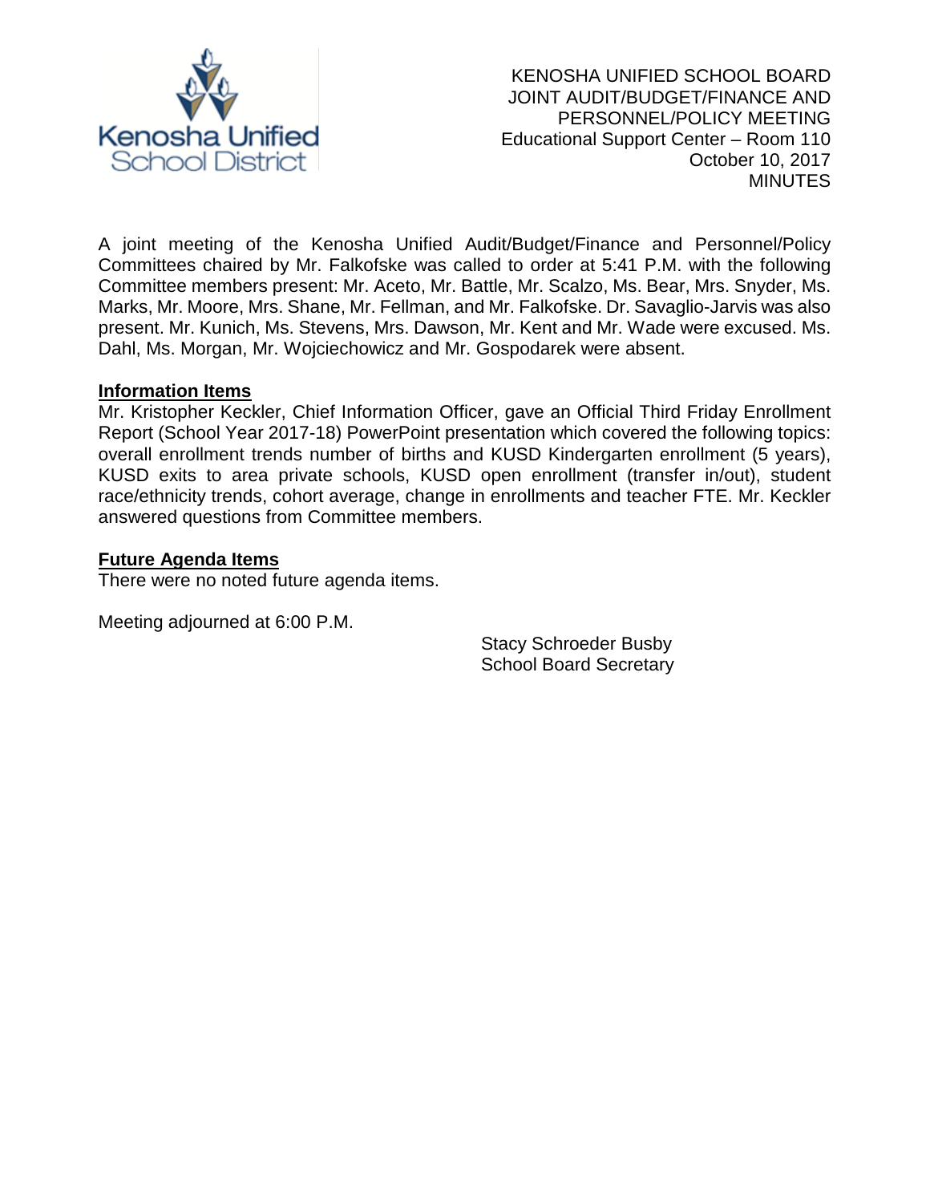KENOSHA UNIFIED SCHOOL BOARD
JOINT AUDIT/BUDGET/FINANCE AND
PERSONNEL/POLICY MEETING
Educational Support Center – Room 110
October 10, 2017
MINUTES

A joint meeting of the Kenosha Unified Audit/Budget/Finance and Personnel/Policy Committees chaired by Mr. Falkofske was called to order at 5:41 P.M. with the following Committee members present: Mr. Aceto, Mr. Battle, Mr. Scalzo, Ms. Bear, Mrs. Snyder, Ms. Marks, Mr. Moore, Mrs. Shane, Mr. Fellman, and Mr. Falkofske. Dr. Savaglio-Jarvis was also present. Mr. Kunich, Ms. Stevens, Mrs. Dawson, Mr. Kent and Mr. Wade were excused. Ms. Dahl, Ms. Morgan, Mr. Wojciechowicz and Mr. Gospodarek were absent.

**Information Items**

Mr. Kristopher Keckler, Chief Information Officer, gave an Official Third Friday Enrollment Report (School Year 2017-18) PowerPoint presentation which covered the following topics: overall enrollment trends number of births and KUSD Kindergarten enrollment (5 years), KUSD exits to area private schools, KUSD open enrollment (transfer in/out), student race/ethnicity trends, cohort average, change in enrollments and teacher FTE. Mr. Keckler answered questions from Committee members.

**Future Agenda Items**

There were no noted future agenda items.

Meeting adjourned at 6:00 P.M.

Stacy Schroeder Busby
School Board Secretary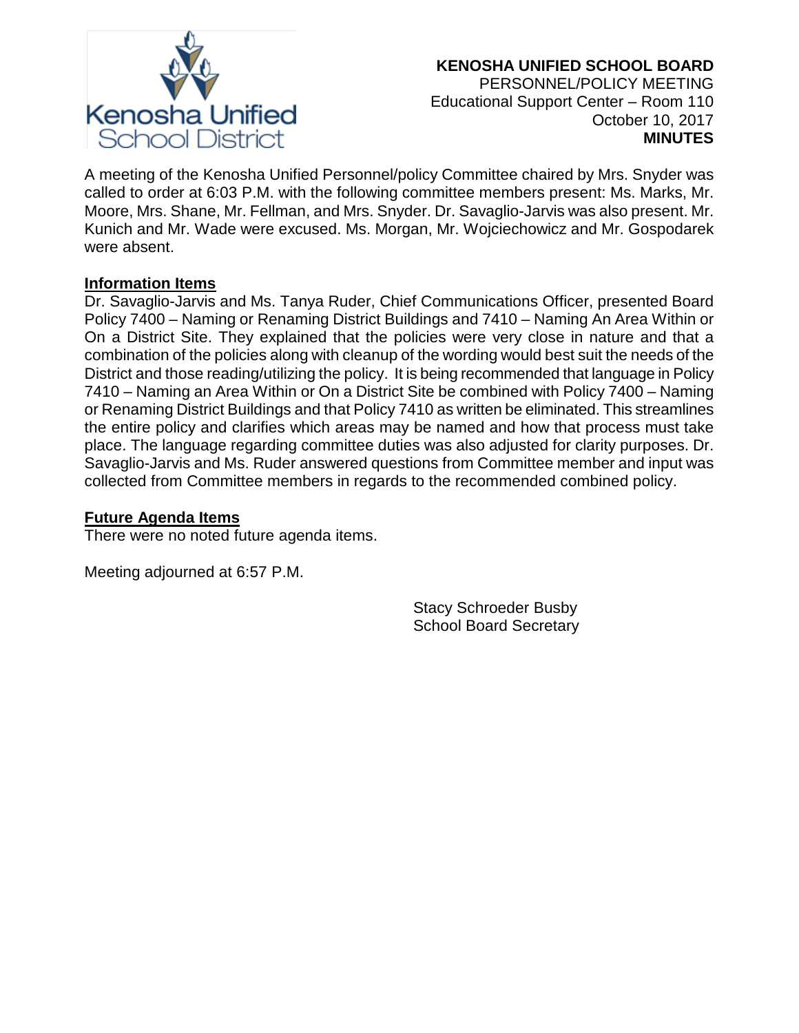**KENOSHA UNIFIED SCHOOL BOARD**
PERSONNEL/POLICY MEETING
Educational Support Center – Room 110
October 10, 2017
**MINUTES**

A meeting of the Kenosha Unified Personnel/policy Committee chaired by Mrs. Snyder was called to order at 6:03 P.M. with the following committee members present: Ms. Marks, Mr. Moore, Mrs. Shane, Mr. Fellman, and Mrs. Snyder. Dr. Savaglio-Jarvis was also present. Mr. Kunich and Mr. Wade were excused. Ms. Morgan, Mr. Wojciechowicz and Mr. Gospodarek were absent.

**Information Items**

Dr. Savaglio-Jarvis and Ms. Tanya Ruder, Chief Communications Officer, presented Board Policy 7400 – Naming or Renaming District Buildings and 7410 – Naming An Area Within or On a District Site. They explained that the policies were very close in nature and that a combination of the policies along with cleanup of the wording would best suit the needs of the District and those reading/utilizing the policy. It is being recommended that language in Policy 7410 – Naming an Area Within or On a District Site be combined with Policy 7400 – Naming or Renaming District Buildings and that Policy 7410 as written be eliminated. This streamlines the entire policy and clarifies which areas may be named and how that process must take place. The language regarding committee duties was also adjusted for clarity purposes. Dr. Savaglio-Jarvis and Ms. Ruder answered questions from Committee member and input was collected from Committee members in regards to the recommended combined policy.

**Future Agenda Items**

There were no noted future agenda items.

Meeting adjourned at 6:57 P.M.

Stacy Schroeder Busby
School Board Secretary